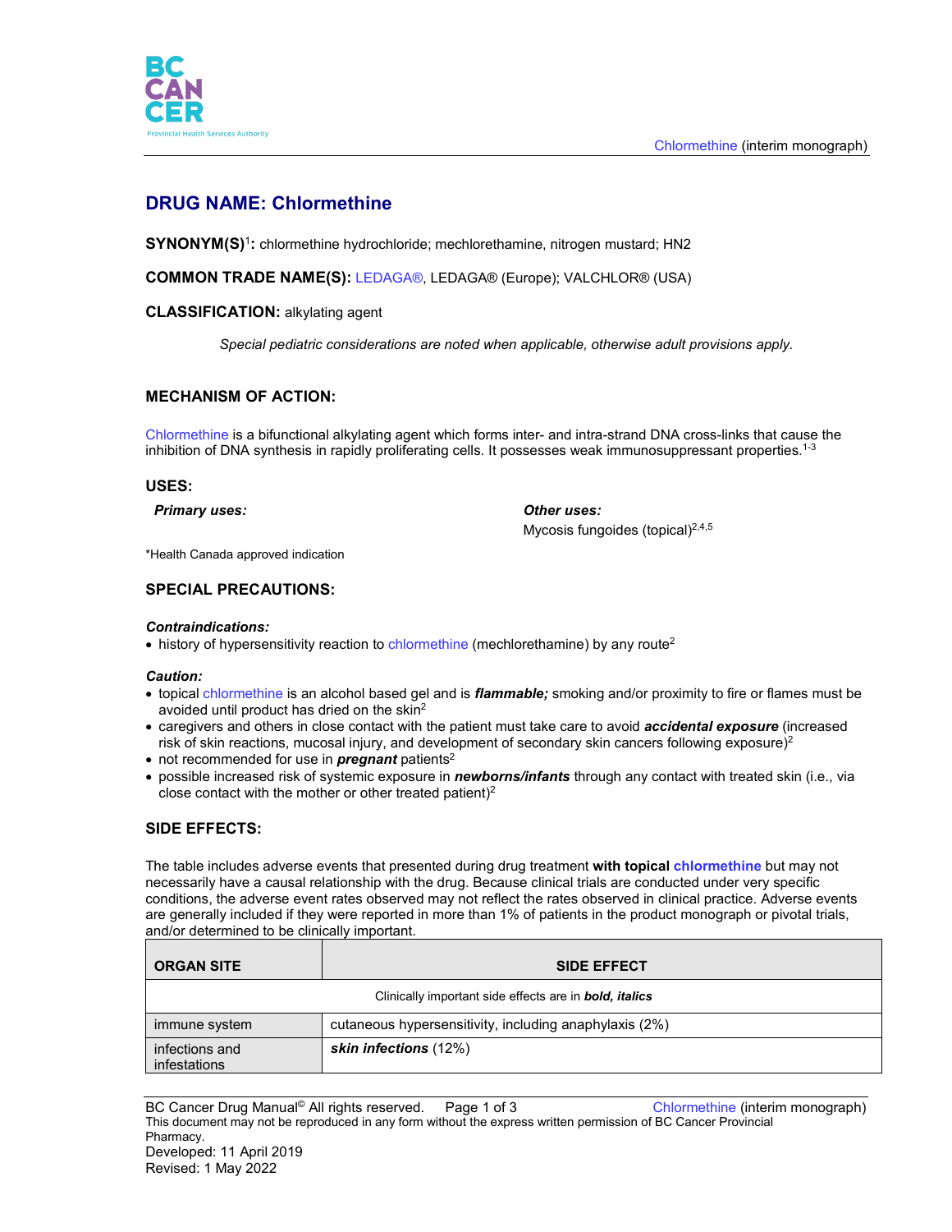# DRUG NAME: Chlormethine

**SYNONYM(S)**[1]**:** chlormethine hydrochloride; mechlorethamine, nitrogen mustard; HN2

**COMMON TRADE NAME(S):** LEDAGA®, LEDAGA® (Europe); VALCHLOR® (USA)

**CLASSIFICATION:** alkylating agent

*Special pediatric considerations are noted when applicable, otherwise adult provisions apply.*

## MECHANISM OF ACTION:

Chlormethine is a bifunctional alkylating agent which forms inter- and intra-strand DNA cross-links that cause the inhibition of DNA synthesis in rapidly proliferating cells. It possesses weak immunosuppressant properties.[1-3]

## USES:

***Primary uses:***

***Other uses:***

Mycosis fungoides (topical)[2,4,5]

*Health Canada approved indication

## SPECIAL PRECAUTIONS:

***Contraindications:***

- history of hypersensitivity reaction to chlormethine (mechlorethamine) by any route[2]

***Caution:***

- topical chlormethine is an alcohol based gel and is ***flammable;*** smoking and/or proximity to fire or flames must be avoided until product has dried on the skin[2]
- caregivers and others in close contact with the patient must take care to avoid ***accidental exposure*** (increased risk of skin reactions, mucosal injury, and development of secondary skin cancers following exposure)[2]
- not recommended for use in ***pregnant*** patients[2]
- possible increased risk of systemic exposure in ***newborns/infants*** through any contact with treated skin (i.e., via close contact with the mother or other treated patient)[2]

## SIDE EFFECTS:

The table includes adverse events that presented during drug treatment **with topical chlormethine** but may not necessarily have a causal relationship with the drug. Because clinical trials are conducted under very specific conditions, the adverse event rates observed may not reflect the rates observed in clinical practice. Adverse events are generally included if they were reported in more than 1% of patients in the product monograph or pivotal trials, and/or determined to be clinically important.

| ORGAN SITE | SIDE EFFECT |
|---|---|
| Clinically important side effects are in ***bold, italics*** | |
| immune system | cutaneous hypersensitivity, including anaphylaxis (2%) |
| infections and infestations | ***skin infections*** (12%) |

Developed: 11 April 2019
Revised: 1 May 2022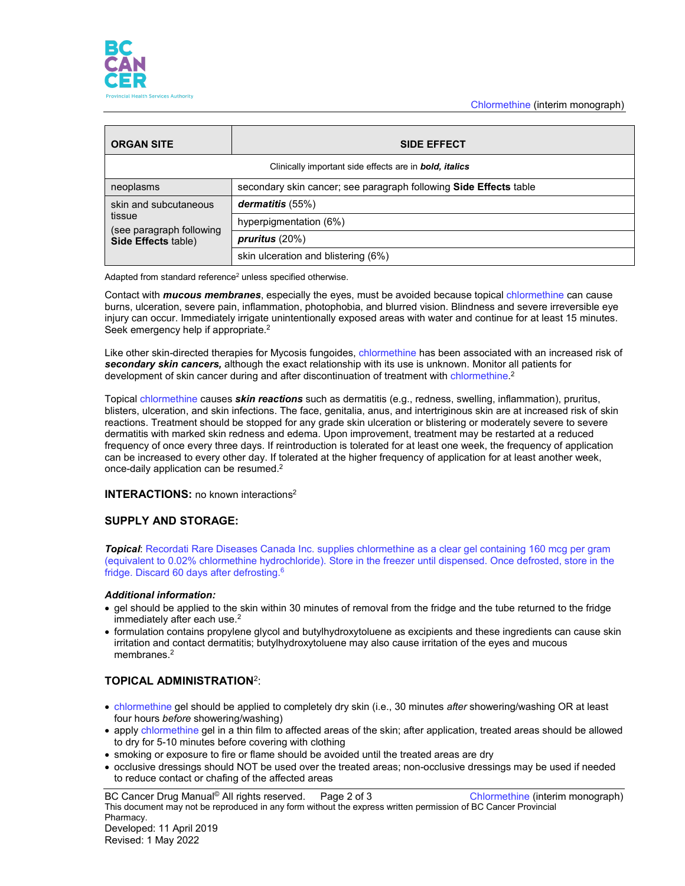| ORGAN SITE | SIDE EFFECT |
|---|---|
| Clinically important side effects are in ***bold, italics*** | |
| neoplasms | secondary skin cancer; see paragraph following **Side Effects** table |
| skin and subcutaneous tissue (see paragraph following **Side Effects** table) | ***dermatitis*** (55%) |
| | hyperpigmentation (6%) |
| | ***pruritus*** (20%) |
| | skin ulceration and blistering (6%) |

Adapted from standard reference[2] unless specified otherwise.

Contact with ***mucous membranes***, especially the eyes, must be avoided because topical chlormethine can cause burns, ulceration, severe pain, inflammation, photophobia, and blurred vision. Blindness and severe irreversible eye injury can occur. Immediately irrigate unintentionally exposed areas with water and continue for at least 15 minutes. Seek emergency help if appropriate.[2]

Like other skin-directed therapies for Mycosis fungoides, chlormethine has been associated with an increased risk of ***secondary skin cancers,*** although the exact relationship with its use is unknown. Monitor all patients for development of skin cancer during and after discontinuation of treatment with chlormethine.[2]

Topical chlormethine causes ***skin reactions*** such as dermatitis (e.g., redness, swelling, inflammation), pruritus, blisters, ulceration, and skin infections. The face, genitalia, anus, and intertriginous skin are at increased risk of skin reactions. Treatment should be stopped for any grade skin ulceration or blistering or moderately severe to severe dermatitis with marked skin redness and edema. Upon improvement, treatment may be restarted at a reduced frequency of once every three days. If reintroduction is tolerated for at least one week, the frequency of application can be increased to every other day. If tolerated at the higher frequency of application for at least another week, once-daily application can be resumed.[2]

**INTERACTIONS:** no known interactions[2]

## SUPPLY AND STORAGE:

***Topical***: Recordati Rare Diseases Canada Inc. supplies chlormethine as a clear gel containing 160 mcg per gram (equivalent to 0.02% chlormethine hydrochloride). Store in the freezer until dispensed. Once defrosted, store in the fridge. Discard 60 days after defrosting.[6]

***Additional information:***

- gel should be applied to the skin within 30 minutes of removal from the fridge and the tube returned to the fridge immediately after each use.[2]
- formulation contains propylene glycol and butylhydroxytoluene as excipients and these ingredients can cause skin irritation and contact dermatitis; butylhydroxytoluene may also cause irritation of the eyes and mucous membranes.[2]

## TOPICAL ADMINISTRATION[2]:

- chlormethine gel should be applied to completely dry skin (i.e., 30 minutes *after* showering/washing OR at least four hours *before* showering/washing)
- apply chlormethine gel in a thin film to affected areas of the skin; after application, treated areas should be allowed to dry for 5-10 minutes before covering with clothing
- smoking or exposure to fire or flame should be avoided until the treated areas are dry
- occlusive dressings should NOT be used over the treated areas; non-occlusive dressings may be used if needed to reduce contact or chafing of the affected areas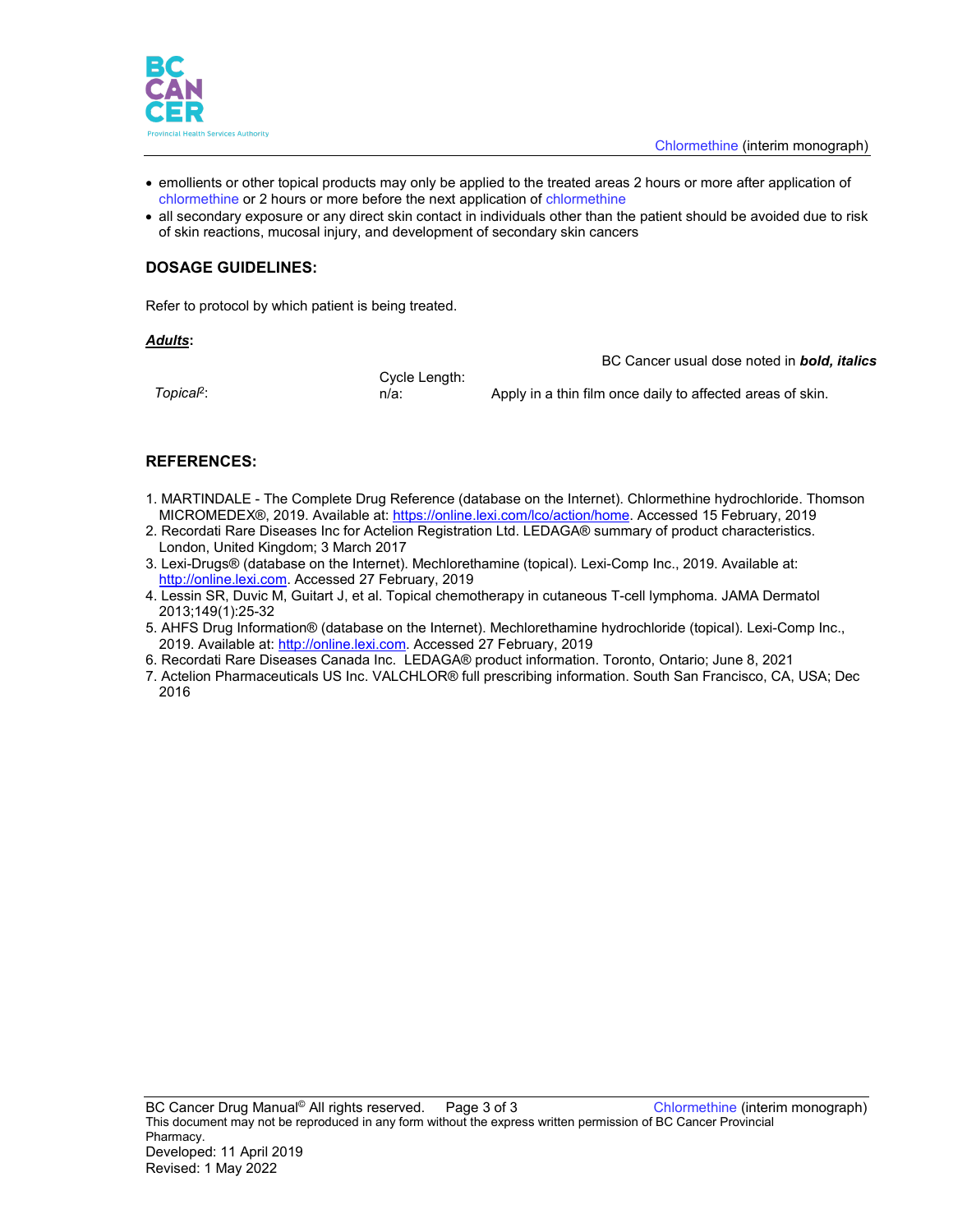- emollients or other topical products may only be applied to the treated areas 2 hours or more after application of chlormethine or 2 hours or more before the next application of chlormethine
- all secondary exposure or any direct skin contact in individuals other than the patient should be avoided due to risk of skin reactions, mucosal injury, and development of secondary skin cancers

## DOSAGE GUIDELINES:

Refer to protocol by which patient is being treated.

***Adults*:**

BC Cancer usual dose noted in ***bold, italics***

| | | |
|---|---|---|
| *Topical*[2]: | Cycle Length: n/a: | Apply in a thin film once daily to affected areas of skin. |

## REFERENCES:

1. MARTINDALE - The Complete Drug Reference (database on the Internet). Chlormethine hydrochloride. Thomson MICROMEDEX®, 2019. Available at: https://online.lexi.com/lco/action/home. Accessed 15 February, 2019
2. Recordati Rare Diseases Inc for Actelion Registration Ltd. LEDAGA® summary of product characteristics. London, United Kingdom; 3 March 2017
3. Lexi-Drugs® (database on the Internet). Mechlorethamine (topical). Lexi-Comp Inc., 2019. Available at: http://online.lexi.com. Accessed 27 February, 2019
4. Lessin SR, Duvic M, Guitart J, et al. Topical chemotherapy in cutaneous T-cell lymphoma. JAMA Dermatol 2013;149(1):25-32
5. AHFS Drug Information® (database on the Internet). Mechlorethamine hydrochloride (topical). Lexi-Comp Inc., 2019. Available at: http://online.lexi.com. Accessed 27 February, 2019
6. Recordati Rare Diseases Canada Inc. LEDAGA® product information. Toronto, Ontario; June 8, 2021
7. Actelion Pharmaceuticals US Inc. VALCHLOR® full prescribing information. South San Francisco, CA, USA; Dec 2016

This document may not be reproduced in any form without the express written permission of BC Cancer Provincial Pharmacy.
Developed: 11 April 2019
Revised: 1 May 2022